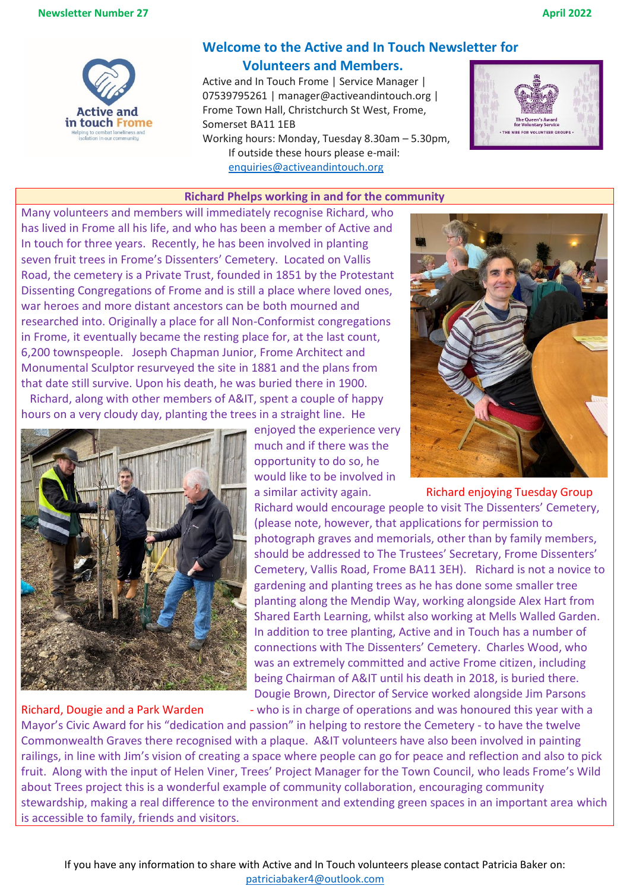Newsletter Number 27 April 2022

# Welcome to the Active and In Touch Newsletter for Volunteers and Members.

Active and In Touch Frome | Service Manager | 07539795261 | manager@activeandintouch.org | Frome Town Hall, Christchurch St West, Frome, Somerset BA11 1EB

Working hours: Monday, Tuesday 8.30am – 5.30pm, If outside these hours please e-mail: enquiries@activeandintouch.org

## Richard Phelps working in and for the community

Many volunteers and members will immediately recognise Richard, who has lived in Frome all his life, and who has been a member of Active and In touch for three years. Recently, he has been involved in planting seven fruit trees in Frome's Dissenters' Cemetery. Located on Vallis Road, the cemetery is a Private Trust, founded in 1851 by the Protestant Dissenting Congregations of Frome and is still a place where loved ones, war heroes and more distant ancestors can be both mourned and researched into. Originally a place for all Non-Conformist congregations in Frome, it eventually became the resting place for, at the last count, 6,200 townspeople. Joseph Chapman Junior, Frome Architect and Monumental Sculptor resurveyed the site in 1881 and the plans from that date still survive. Upon his death, he was buried there in 1900.

Richard, along with other members of A&IT, spent a couple of happy hours on a very cloudy day, planting the trees in a straight line. He enjoyed the experience very much and if there was the opportunity to do so, he would like to be involved in a similar activity again.

Richard enjoying Tuesday Group

Richard would encourage people to visit The Dissenters' Cemetery, (please note, however, that applications for permission to photograph graves and memorials, other than by family members, should be addressed to The Trustees' Secretary, Frome Dissenters' Cemetery, Vallis Road, Frome BA11 3EH). Richard is not a novice to gardening and planting trees as he has done some smaller tree planting along the Mendip Way, working alongside Alex Hart from Shared Earth Learning, whilst also working at Mells Walled Garden. In addition to tree planting, Active and in Touch has a number of connections with The Dissenters' Cemetery. Charles Wood, who was an extremely committed and active Frome citizen, including being Chairman of A&IT until his death in 2018, is buried there. Dougie Brown, Director of Service worked alongside Jim Parsons - who is in charge of operations and was honoured this year with a Mayor's Civic Award for his "dedication and passion" in helping to restore the Cemetery - to have the twelve Commonwealth Graves there recognised with a plaque. A&IT volunteers have also been involved in painting railings, in line with Jim's vision of creating a space where people can go for peace and reflection and also to pick fruit. Along with the input of Helen Viner, Trees' Project Manager for the Town Council, who leads Frome's Wild about Trees project this is a wonderful example of community collaboration, encouraging community stewardship, making a real difference to the environment and extending green spaces in an important area which is accessible to family, friends and visitors.

Richard, Dougie and a Park Warden

If you have any information to share with Active and In Touch volunteers please contact Patricia Baker on: patriciabaker4@outlook.com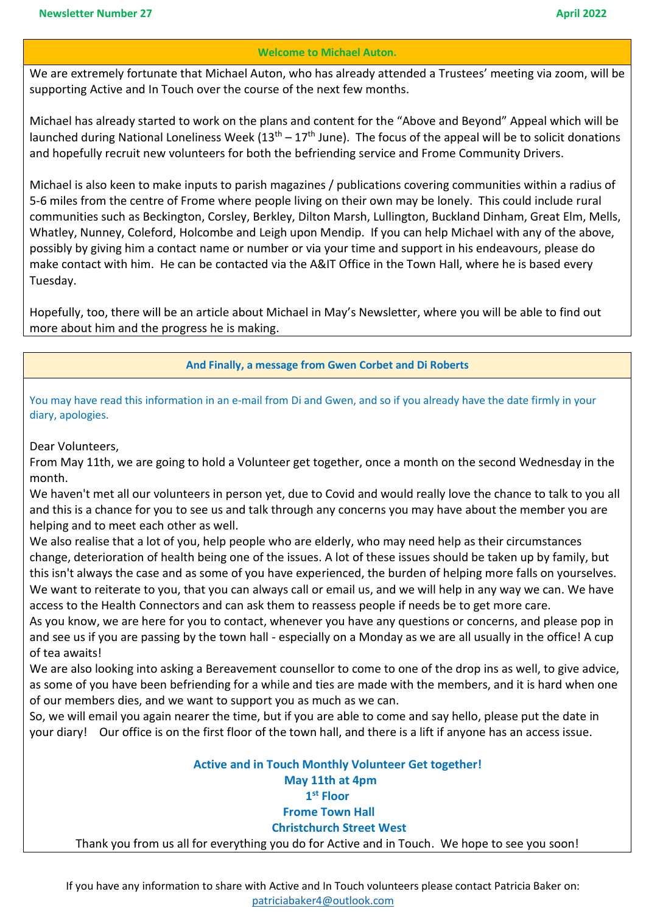## Welcome to Michael Auton.

We are extremely fortunate that Michael Auton, who has already attended a Trustees' meeting via zoom, will be supporting Active and In Touch over the course of the next few months.

Michael has already started to work on the plans and content for the "Above and Beyond" Appeal which will be launched during National Loneliness Week (13th – 17th June). The focus of the appeal will be to solicit donations and hopefully recruit new volunteers for both the befriending service and Frome Community Drivers.

Michael is also keen to make inputs to parish magazines / publications covering communities within a radius of 5-6 miles from the centre of Frome where people living on their own may be lonely. This could include rural communities such as Beckington, Corsley, Berkley, Dilton Marsh, Lullington, Buckland Dinham, Great Elm, Mells, Whatley, Nunney, Coleford, Holcombe and Leigh upon Mendip. If you can help Michael with any of the above, possibly by giving him a contact name or number or via your time and support in his endeavours, please do make contact with him. He can be contacted via the A&IT Office in the Town Hall, where he is based every Tuesday.

Hopefully, too, there will be an article about Michael in May's Newsletter, where you will be able to find out more about him and the progress he is making.

## And Finally, a message from Gwen Corbet and Di Roberts

You may have read this information in an e-mail from Di and Gwen, and so if you already have the date firmly in your diary, apologies.

Dear Volunteers,
From May 11th, we are going to hold a Volunteer get together, once a month on the second Wednesday in the month.
We haven't met all our volunteers in person yet, due to Covid and would really love the chance to talk to you all and this is a chance for you to see us and talk through any concerns you may have about the member you are helping and to meet each other as well.
We also realise that a lot of you, help people who are elderly, who may need help as their circumstances change, deterioration of health being one of the issues. A lot of these issues should be taken up by family, but this isn't always the case and as some of you have experienced, the burden of helping more falls on yourselves. We want to reiterate to you, that you can always call or email us, and we will help in any way we can. We have access to the Health Connectors and can ask them to reassess people if needs be to get more care.
As you know, we are here for you to contact, whenever you have any questions or concerns, and please pop in and see us if you are passing by the town hall - especially on a Monday as we are all usually in the office! A cup of tea awaits!
We are also looking into asking a Bereavement counsellor to come to one of the drop ins as well, to give advice, as some of you have been befriending for a while and ties are made with the members, and it is hard when one of our members dies, and we want to support you as much as we can.
So, we will email you again nearer the time, but if you are able to come and say hello, please put the date in your diary! Our office is on the first floor of the town hall, and there is a lift if anyone has an access issue.

**Active and in Touch Monthly Volunteer Get together!**
**May 11th at 4pm**
**1st Floor**
**Frome Town Hall**
**Christchurch Street West**

Thank you from us all for everything you do for Active and in Touch. We hope to see you soon!

If you have any information to share with Active and In Touch volunteers please contact Patricia Baker on: patriciabaker4@outlook.com